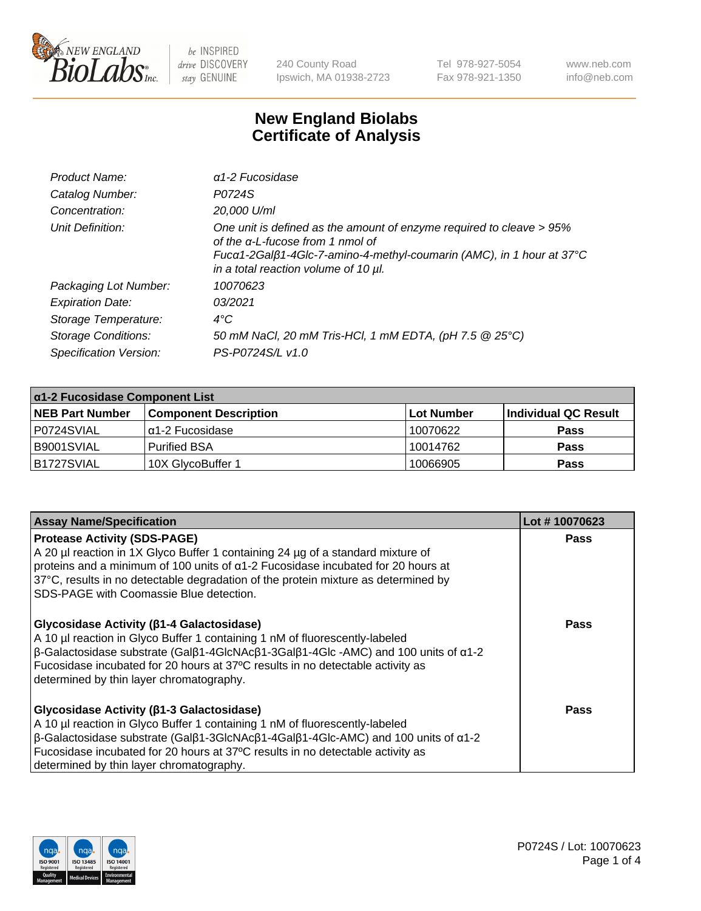New England BioLabs Inc. — be INSPIRED drive DISCOVERY stay GENUINE

240 County Road
Ipswich, MA 01938-2723

Tel 978-927-5054
Fax 978-921-1350

www.neb.com
info@neb.com

# New England Biolabs
# Certificate of Analysis

| | |
|---|---|
| *Product Name:* | *α1-2 Fucosidase* |
| *Catalog Number:* | *P0724S* |
| *Concentration:* | *20,000 U/ml* |
| *Unit Definition:* | *One unit is defined as the amount of enzyme required to cleave > 95% of the α-L-fucose from 1 nmol of Fucα1-2Galβ1-4Glc-7-amino-4-methyl-coumarin (AMC), in 1 hour at 37°C in a total reaction volume of 10 µl.* |
| *Packaging Lot Number:* | *10070623* |
| *Expiration Date:* | *03/2021* |
| *Storage Temperature:* | *4°C* |
| *Storage Conditions:* | *50 mM NaCl, 20 mM Tris-HCl, 1 mM EDTA, (pH 7.5 @ 25°C)* |
| *Specification Version:* | *PS-P0724S/L v1.0* |

| α1-2 Fucosidase Component List | | | |
|---|---|---|---|
| **NEB Part Number** | **Component Description** | **Lot Number** | **Individual QC Result** |
| P0724SVIAL | α1-2 Fucosidase | 10070622 | **Pass** |
| B9001SVIAL | Purified BSA | 10014762 | **Pass** |
| B1727SVIAL | 10X GlycoBuffer 1 | 10066905 | **Pass** |

| Assay Name/Specification | Lot # 10070623 |
|---|---|
| **Protease Activity (SDS-PAGE)**<br>A 20 µl reaction in 1X Glyco Buffer 1 containing 24 µg of a standard mixture of proteins and a minimum of 100 units of α1-2 Fucosidase incubated for 20 hours at 37°C, results in no detectable degradation of the protein mixture as determined by SDS-PAGE with Coomassie Blue detection. | **Pass** |
| **Glycosidase Activity (β1-4 Galactosidase)**<br>A 10 µl reaction in Glyco Buffer 1 containing 1 nM of fluorescently-labeled β-Galactosidase substrate (Galβ1-4GlcNAcβ1-3Galβ1-4Glc -AMC) and 100 units of α1-2 Fucosidase incubated for 20 hours at 37ºC results in no detectable activity as determined by thin layer chromatography. | **Pass** |
| **Glycosidase Activity (β1-3 Galactosidase)**<br>A 10 µl reaction in Glyco Buffer 1 containing 1 nM of fluorescently-labeled β-Galactosidase substrate (Galβ1-3GlcNAcβ1-4Galβ1-4Glc-AMC) and 100 units of α1-2 Fucosidase incubated for 20 hours at 37ºC results in no detectable activity as determined by thin layer chromatography. | **Pass** |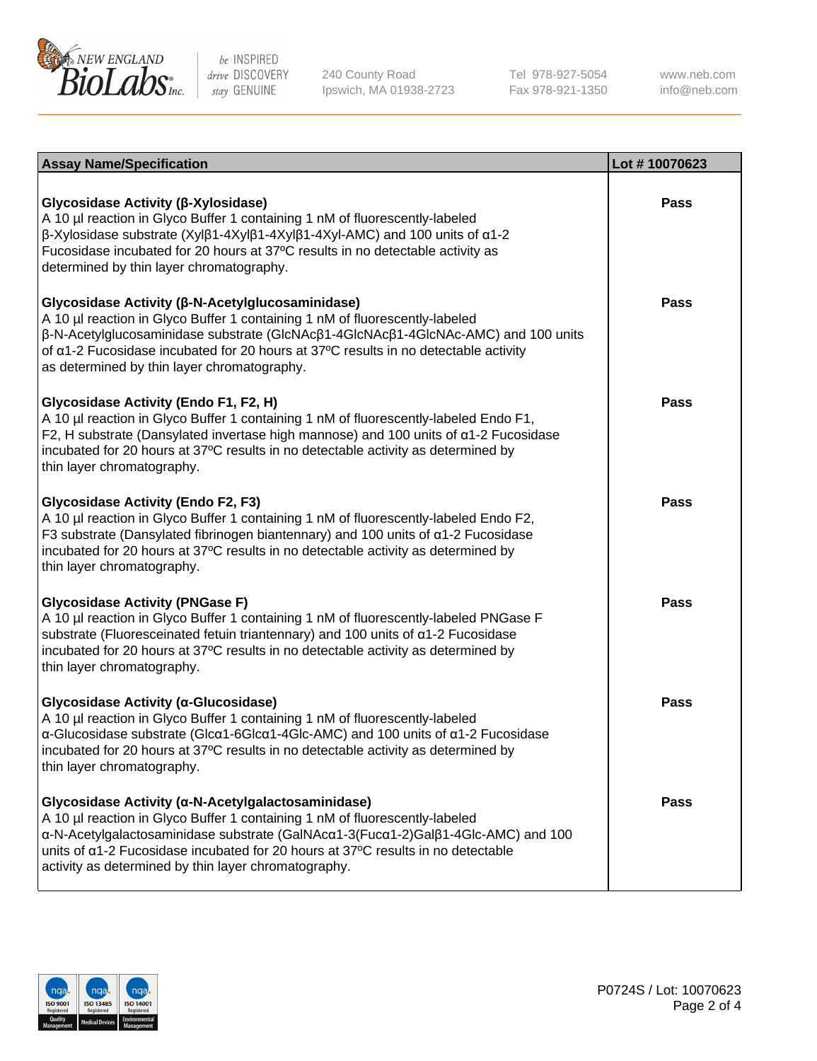| Assay Name/Specification | Lot # 10070623 |
| --- | --- |
| **Glycosidase Activity (β-Xylosidase)**<br>A 10 µl reaction in Glyco Buffer 1 containing 1 nM of fluorescently-labeled β-Xylosidase substrate (Xylβ1-4Xylβ1-4Xylβ1-4Xyl-AMC) and 100 units of α1-2 Fucosidase incubated for 20 hours at 37ºC results in no detectable activity as determined by thin layer chromatography. | Pass |
| **Glycosidase Activity (β-N-Acetylglucosaminidase)**<br>A 10 µl reaction in Glyco Buffer 1 containing 1 nM of fluorescently-labeled β-N-Acetylglucosaminidase substrate (GlcNAcβ1-4GlcNAcβ1-4GlcNAc-AMC) and 100 units of α1-2 Fucosidase incubated for 20 hours at 37ºC results in no detectable activity as determined by thin layer chromatography. | Pass |
| **Glycosidase Activity (Endo F1, F2, H)**<br>A 10 µl reaction in Glyco Buffer 1 containing 1 nM of fluorescently-labeled Endo F1, F2, H substrate (Dansylated invertase high mannose) and 100 units of α1-2 Fucosidase incubated for 20 hours at 37ºC results in no detectable activity as determined by thin layer chromatography. | Pass |
| **Glycosidase Activity (Endo F2, F3)**<br>A 10 µl reaction in Glyco Buffer 1 containing 1 nM of fluorescently-labeled Endo F2, F3 substrate (Dansylated fibrinogen biantennary) and 100 units of α1-2 Fucosidase incubated for 20 hours at 37ºC results in no detectable activity as determined by thin layer chromatography. | Pass |
| **Glycosidase Activity (PNGase F)**<br>A 10 µl reaction in Glyco Buffer 1 containing 1 nM of fluorescently-labeled PNGase F substrate (Fluoresceinated fetuin triantennary) and 100 units of α1-2 Fucosidase incubated for 20 hours at 37ºC results in no detectable activity as determined by thin layer chromatography. | Pass |
| **Glycosidase Activity (α-Glucosidase)**<br>A 10 µl reaction in Glyco Buffer 1 containing 1 nM of fluorescently-labeled α-Glucosidase substrate (Glcα1-6Glcα1-4Glc-AMC) and 100 units of α1-2 Fucosidase incubated for 20 hours at 37ºC results in no detectable activity as determined by thin layer chromatography. | Pass |
| **Glycosidase Activity (α-N-Acetylgalactosaminidase)**<br>A 10 µl reaction in Glyco Buffer 1 containing 1 nM of fluorescently-labeled α-N-Acetylgalactosaminidase substrate (GalNAcα1-3(Fucα1-2)Galβ1-4Glc-AMC) and 100 units of α1-2 Fucosidase incubated for 20 hours at 37ºC results in no detectable activity as determined by thin layer chromatography. | Pass |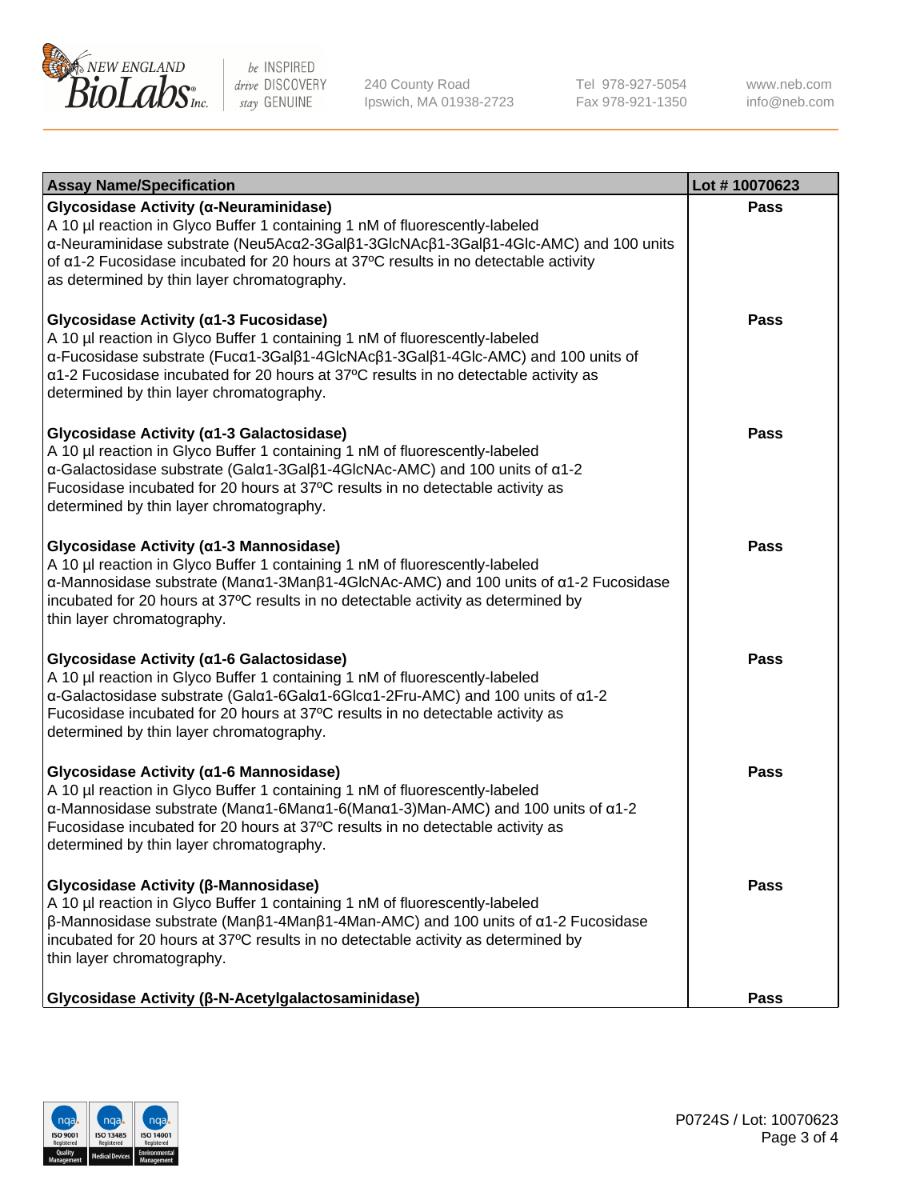| Assay Name/Specification | Lot # 10070623 |
| --- | --- |
| **Glycosidase Activity (α-Neuraminidase)**<br>A 10 µl reaction in Glyco Buffer 1 containing 1 nM of fluorescently-labeled α-Neuraminidase substrate (Neu5Acα2-3Galβ1-3GlcNAcβ1-3Galβ1-4Glc-AMC) and 100 units of α1-2 Fucosidase incubated for 20 hours at 37ºC results in no detectable activity as determined by thin layer chromatography. | **Pass** |
| **Glycosidase Activity (α1-3 Fucosidase)**<br>A 10 µl reaction in Glyco Buffer 1 containing 1 nM of fluorescently-labeled α-Fucosidase substrate (Fucα1-3Galβ1-4GlcNAcβ1-3Galβ1-4Glc-AMC) and 100 units of α1-2 Fucosidase incubated for 20 hours at 37ºC results in no detectable activity as determined by thin layer chromatography. | **Pass** |
| **Glycosidase Activity (α1-3 Galactosidase)**<br>A 10 µl reaction in Glyco Buffer 1 containing 1 nM of fluorescently-labeled α-Galactosidase substrate (Galα1-3Galβ1-4GlcNAc-AMC) and 100 units of α1-2 Fucosidase incubated for 20 hours at 37ºC results in no detectable activity as determined by thin layer chromatography. | **Pass** |
| **Glycosidase Activity (α1-3 Mannosidase)**<br>A 10 µl reaction in Glyco Buffer 1 containing 1 nM of fluorescently-labeled α-Mannosidase substrate (Manα1-3Manβ1-4GlcNAc-AMC) and 100 units of α1-2 Fucosidase incubated for 20 hours at 37ºC results in no detectable activity as determined by thin layer chromatography. | **Pass** |
| **Glycosidase Activity (α1-6 Galactosidase)**<br>A 10 µl reaction in Glyco Buffer 1 containing 1 nM of fluorescently-labeled α-Galactosidase substrate (Galα1-6Galα1-6Glcα1-2Fru-AMC) and 100 units of α1-2 Fucosidase incubated for 20 hours at 37ºC results in no detectable activity as determined by thin layer chromatography. | **Pass** |
| **Glycosidase Activity (α1-6 Mannosidase)**<br>A 10 µl reaction in Glyco Buffer 1 containing 1 nM of fluorescently-labeled α-Mannosidase substrate (Manα1-6Manα1-6(Manα1-3)Man-AMC) and 100 units of α1-2 Fucosidase incubated for 20 hours at 37ºC results in no detectable activity as determined by thin layer chromatography. | **Pass** |
| **Glycosidase Activity (β-Mannosidase)**<br>A 10 µl reaction in Glyco Buffer 1 containing 1 nM of fluorescently-labeled β-Mannosidase substrate (Manβ1-4Manβ1-4Man-AMC) and 100 units of α1-2 Fucosidase incubated for 20 hours at 37ºC results in no detectable activity as determined by thin layer chromatography. | **Pass** |
| **Glycosidase Activity (β-N-Acetylgalactosaminidase)** | **Pass** |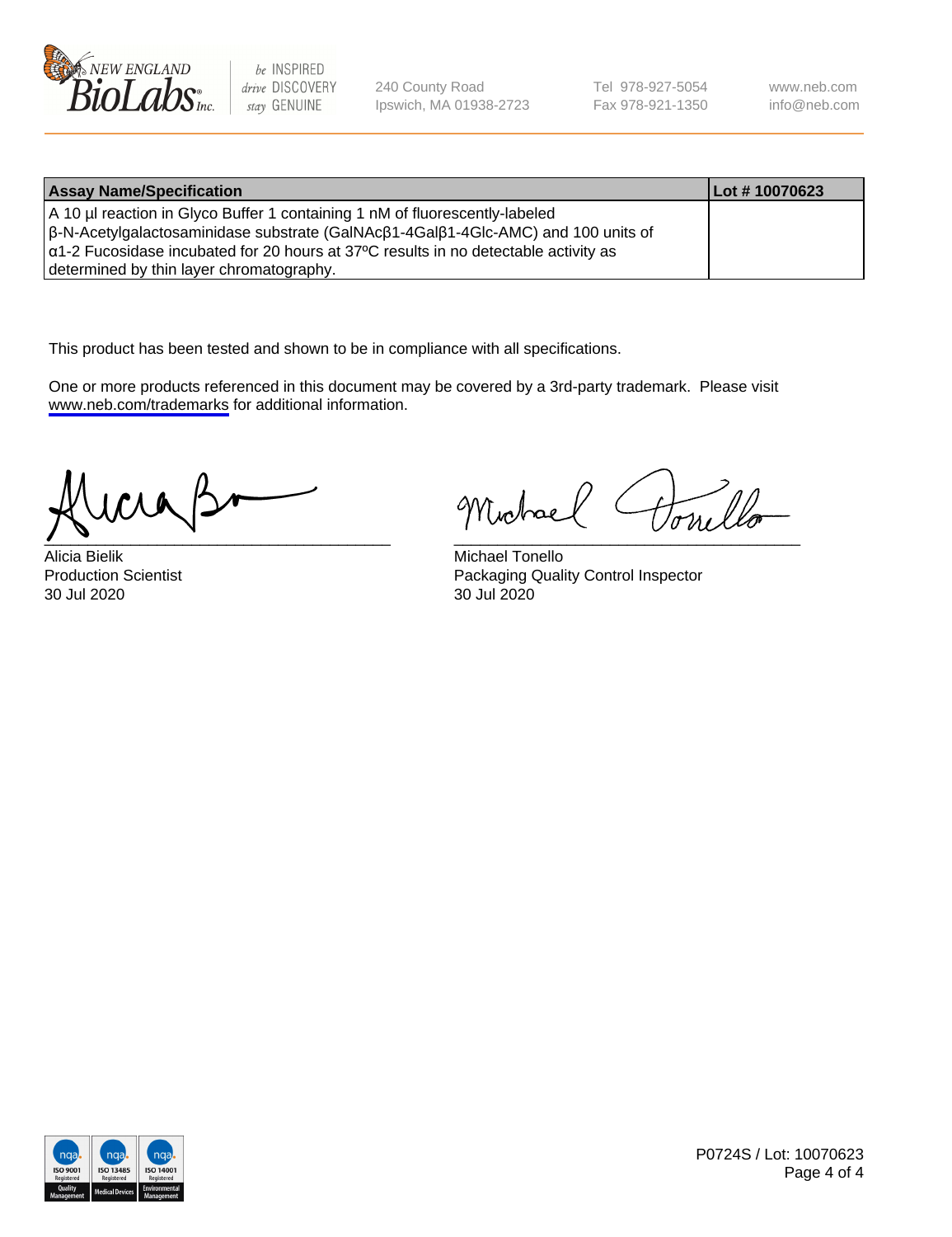| Assay Name/Specification | Lot # 10070623 |
|---|---|
| A 10 µl reaction in Glyco Buffer 1 containing 1 nM of fluorescently-labeled β-N-Acetylgalactosaminidase substrate (GalNAcβ1-4Galβ1-4Glc-AMC) and 100 units of α1-2 Fucosidase incubated for 20 hours at 37ºC results in no detectable activity as determined by thin layer chromatography. | |

This product has been tested and shown to be in compliance with all specifications.

One or more products referenced in this document may be covered by a 3rd-party trademark. Please visit www.neb.com/trademarks for additional information.

Alicia Bielik
Production Scientist
30 Jul 2020

Michael Tonello
Packaging Quality Control Inspector
30 Jul 2020

P0724S / Lot: 10070623